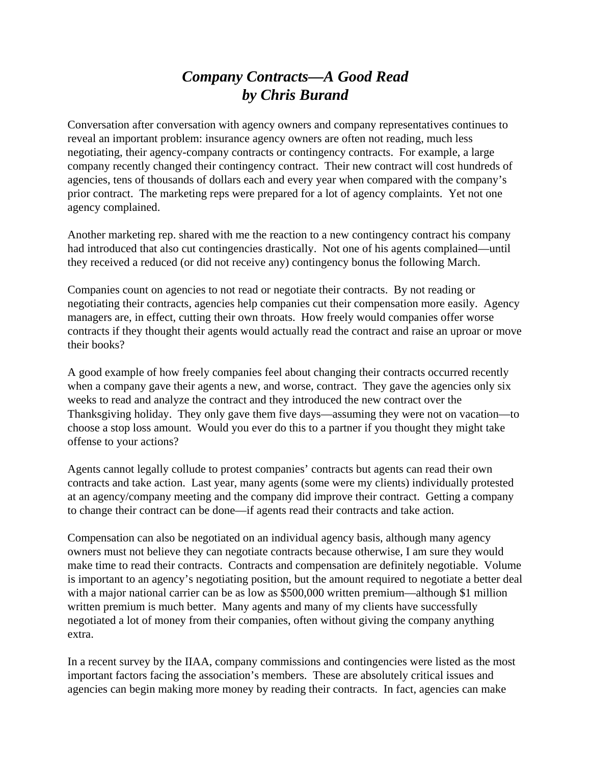# *Company Contracts—A Good Read*
# *by Chris Burand*

Conversation after conversation with agency owners and company representatives continues to reveal an important problem: insurance agency owners are often not reading, much less negotiating, their agency-company contracts or contingency contracts. For example, a large company recently changed their contingency contract. Their new contract will cost hundreds of agencies, tens of thousands of dollars each and every year when compared with the company's prior contract. The marketing reps were prepared for a lot of agency complaints. Yet not one agency complained.

Another marketing rep. shared with me the reaction to a new contingency contract his company had introduced that also cut contingencies drastically. Not one of his agents complained—until they received a reduced (or did not receive any) contingency bonus the following March.

Companies count on agencies to not read or negotiate their contracts. By not reading or negotiating their contracts, agencies help companies cut their compensation more easily. Agency managers are, in effect, cutting their own throats. How freely would companies offer worse contracts if they thought their agents would actually read the contract and raise an uproar or move their books?

A good example of how freely companies feel about changing their contracts occurred recently when a company gave their agents a new, and worse, contract. They gave the agencies only six weeks to read and analyze the contract and they introduced the new contract over the Thanksgiving holiday. They only gave them five days—assuming they were not on vacation—to choose a stop loss amount. Would you ever do this to a partner if you thought they might take offense to your actions?

Agents cannot legally collude to protest companies' contracts but agents can read their own contracts and take action. Last year, many agents (some were my clients) individually protested at an agency/company meeting and the company did improve their contract. Getting a company to change their contract can be done—if agents read their contracts and take action.

Compensation can also be negotiated on an individual agency basis, although many agency owners must not believe they can negotiate contracts because otherwise, I am sure they would make time to read their contracts. Contracts and compensation are definitely negotiable. Volume is important to an agency's negotiating position, but the amount required to negotiate a better deal with a major national carrier can be as low as $500,000 written premium—although $1 million written premium is much better. Many agents and many of my clients have successfully negotiated a lot of money from their companies, often without giving the company anything extra.

In a recent survey by the IIAA, company commissions and contingencies were listed as the most important factors facing the association's members. These are absolutely critical issues and agencies can begin making more money by reading their contracts. In fact, agencies can make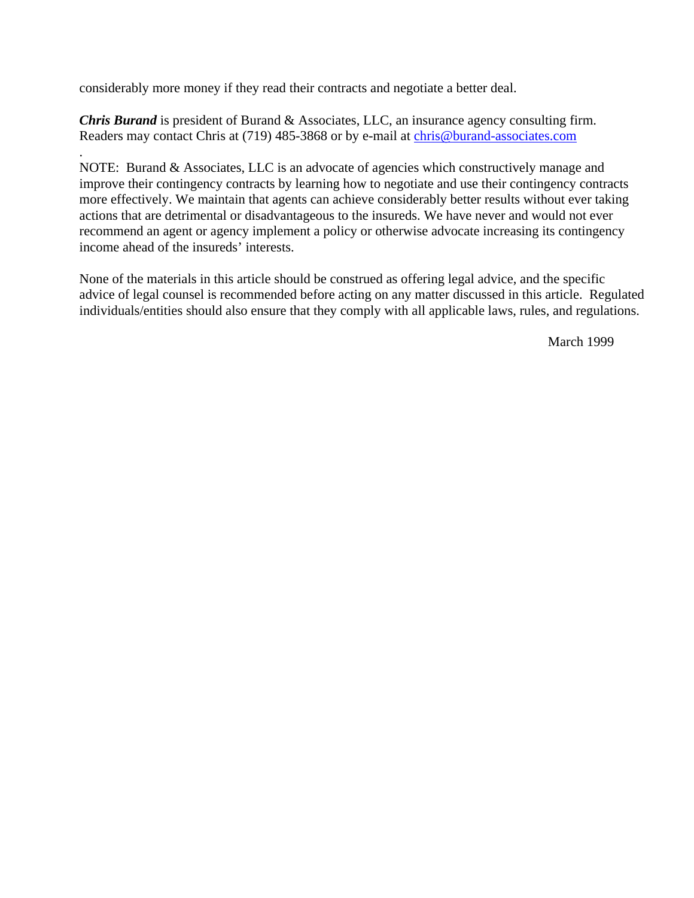considerably more money if they read their contracts and negotiate a better deal.

***Chris Burand*** is president of Burand & Associates, LLC, an insurance agency consulting firm. Readers may contact Chris at (719) 485-3868 or by e-mail at chris@burand-associates.com
.

NOTE: Burand & Associates, LLC is an advocate of agencies which constructively manage and improve their contingency contracts by learning how to negotiate and use their contingency contracts more effectively. We maintain that agents can achieve considerably better results without ever taking actions that are detrimental or disadvantageous to the insureds. We have never and would not ever recommend an agent or agency implement a policy or otherwise advocate increasing its contingency income ahead of the insureds' interests.

None of the materials in this article should be construed as offering legal advice, and the specific advice of legal counsel is recommended before acting on any matter discussed in this article. Regulated individuals/entities should also ensure that they comply with all applicable laws, rules, and regulations.

March 1999